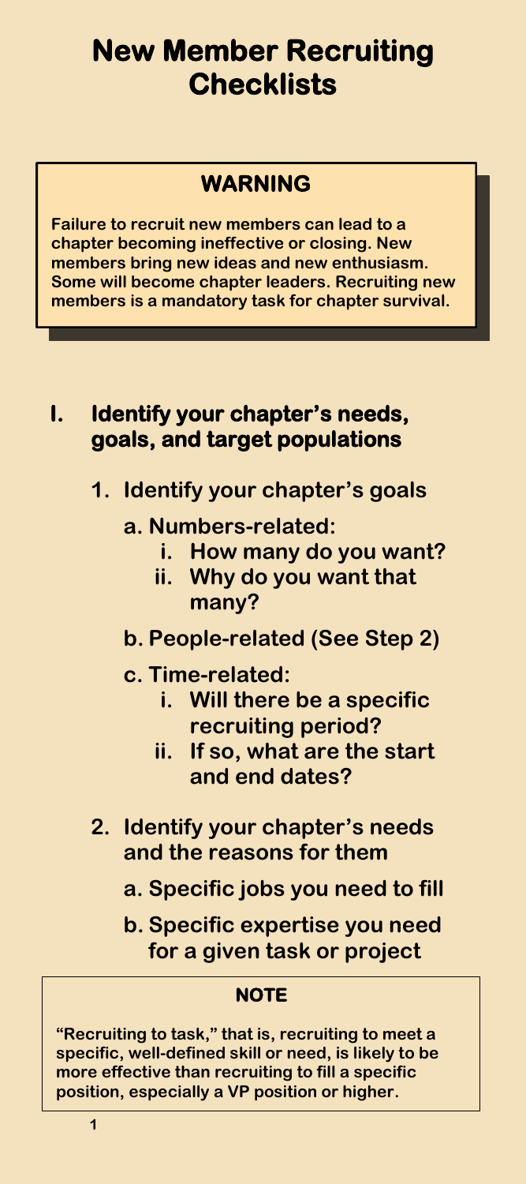# New Member Recruiting Checklists

**WARNING**

**Failure to recruit new members can lead to a chapter becoming ineffective or closing. New members bring new ideas and new enthusiasm. Some will become chapter leaders. Recruiting new members is a mandatory task for chapter survival.**

## I. Identify your chapter's needs, goals, and target populations

1. **Identify your chapter's goals**
   - a. **Numbers-related:**
     - i. **How many do you want?**
     - ii. **Why do you want that many?**
   - b. **People-related (See Step 2)**
   - c. **Time-related:**
     - i. **Will there be a specific recruiting period?**
     - ii. **If so, what are the start and end dates?**
2. **Identify your chapter's needs and the reasons for them**
   - a. **Specific jobs you need to fill**
   - b. **Specific expertise you need for a given task or project**

**NOTE**

**"Recruiting to task," that is, recruiting to meet a specific, well-defined skill or need, is likely to be more effective than recruiting to fill a specific position, especially a VP position or higher.**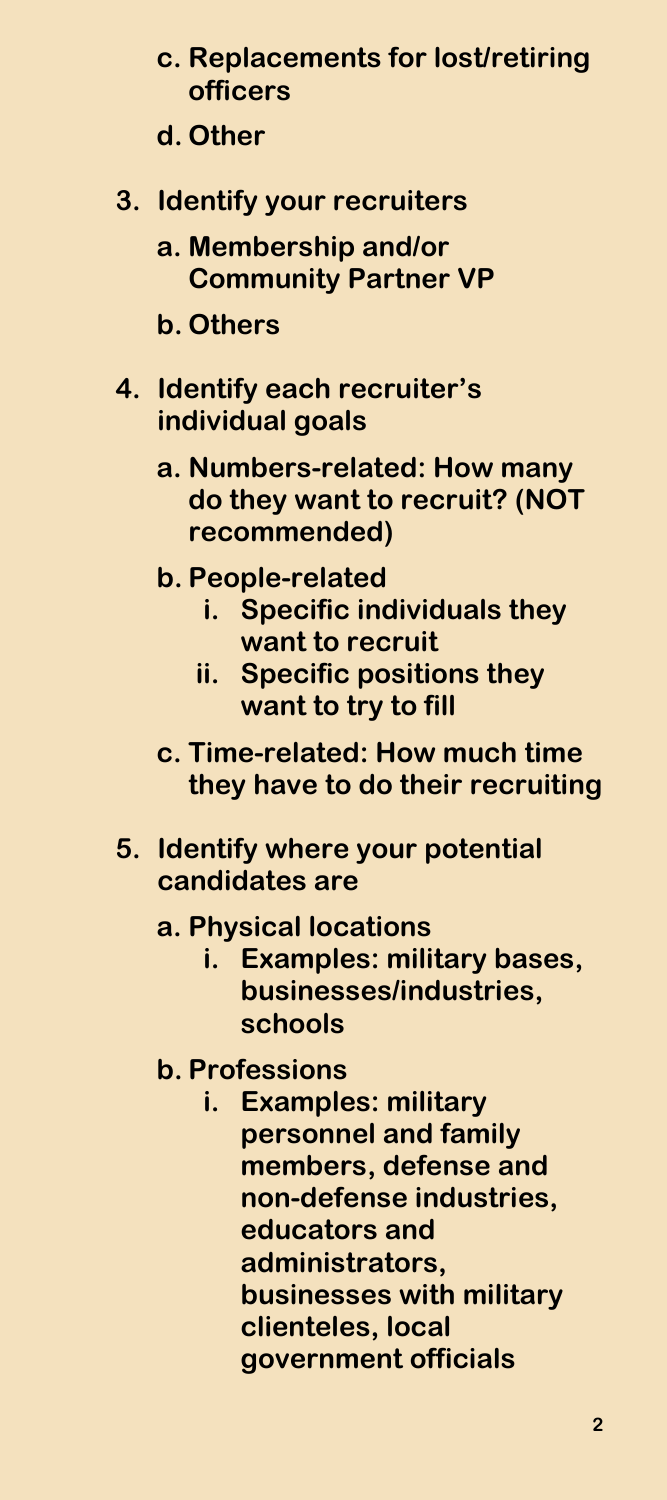c. **Replacements for lost/retiring officers**

   d. **Other**

3. **Identify your recruiters**

   a. **Membership and/or Community Partner VP**

   b. **Others**

4. **Identify each recruiter's individual goals**

   a. **Numbers-related: How many do they want to recruit? (NOT recommended)**

   b. **People-related**

      i. **Specific individuals they want to recruit**

      ii. **Specific positions they want to try to fill**

   c. **Time-related: How much time they have to do their recruiting**

5. **Identify where your potential candidates are**

   a. **Physical locations**

      i. **Examples: military bases, businesses/industries, schools**

   b. **Professions**

      i. **Examples: military personnel and family members, defense and non-defense industries, educators and administrators, businesses with military clienteles, local government officials**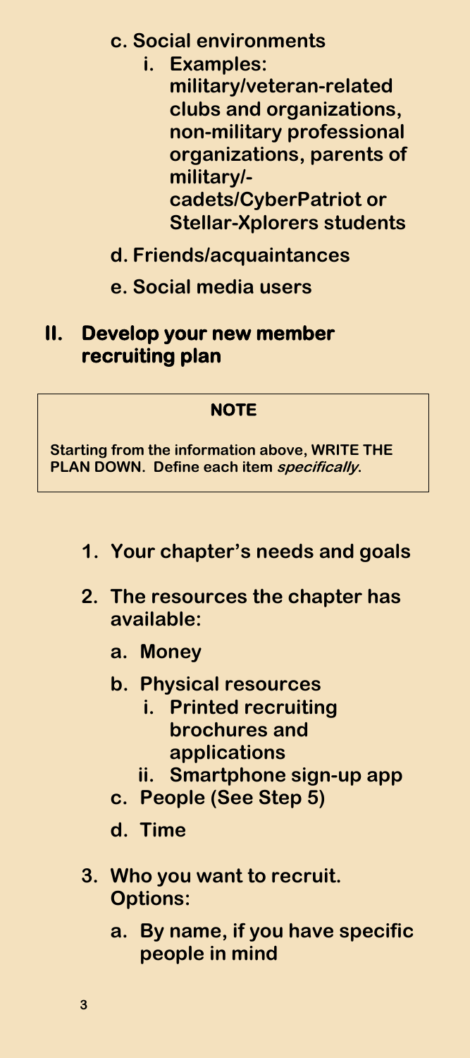- **c. Social environments**
  - **i. Examples: military/veteran-related clubs and organizations, non-military professional organizations, parents of military/-cadets/CyberPatriot or Stellar-Xplorers students**
- **d. Friends/acquaintances**
- **e. Social media users**

## II. Develop your new member recruiting plan

> **NOTE**
>
> **Starting from the information above, WRITE THE PLAN DOWN. Define each item *specifically*.**

1. **Your chapter's needs and goals**
2. **The resources the chapter has available:**
   - **a. Money**
   - **b. Physical resources**
     - **i. Printed recruiting brochures and applications**
     - **ii. Smartphone sign-up app**
   - **c. People (See Step 5)**
   - **d. Time**
3. **Who you want to recruit. Options:**
   - **a. By name, if you have specific people in mind**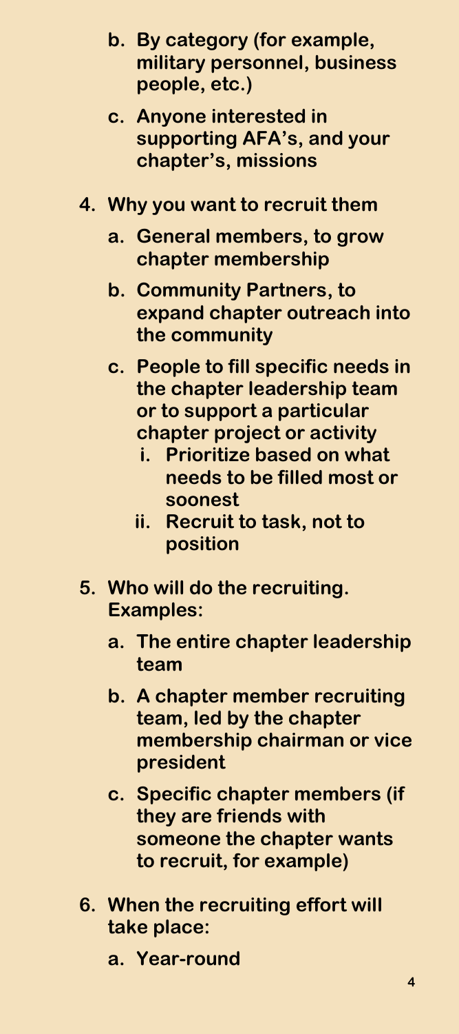b. **By category (for example, military personnel, business people, etc.)**

   c. **Anyone interested in supporting AFA's, and your chapter's, missions**

4. **Why you want to recruit them**

   a. **General members, to grow chapter membership**

   b. **Community Partners, to expand chapter outreach into the community**

   c. **People to fill specific needs in the chapter leadership team or to support a particular chapter project or activity**

      i. **Prioritize based on what needs to be filled most or soonest**

      ii. **Recruit to task, not to position**

5. **Who will do the recruiting. Examples:**

   a. **The entire chapter leadership team**

   b. **A chapter member recruiting team, led by the chapter membership chairman or vice president**

   c. **Specific chapter members (if they are friends with someone the chapter wants to recruit, for example)**

6. **When the recruiting effort will take place:**

   a. **Year-round**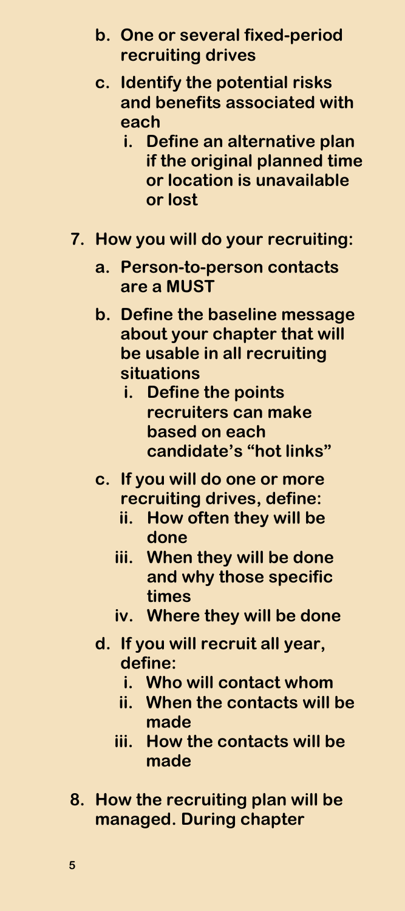b. **One or several fixed-period recruiting drives**

c. **Identify the potential risks and benefits associated with each**
   i. **Define an alternative plan if the original planned time or location is unavailable or lost**

7. **How you will do your recruiting:**

   a. **Person-to-person contacts are a MUST**

   b. **Define the baseline message about your chapter that will be usable in all recruiting situations**
      i. **Define the points recruiters can make based on each candidate's "hot links"**

   c. **If you will do one or more recruiting drives, define:**
      ii. **How often they will be done**
      iii. **When they will be done and why those specific times**
      iv. **Where they will be done**

   d. **If you will recruit all year, define:**
      i. **Who will contact whom**
      ii. **When the contacts will be made**
      iii. **How the contacts will be made**

8. **How the recruiting plan will be managed. During chapter**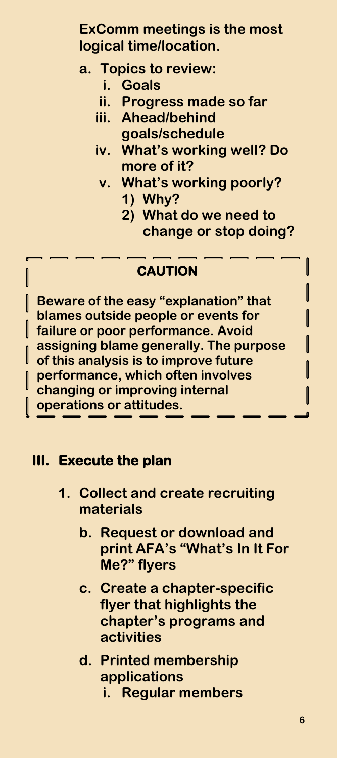**ExComm meetings is the most logical time/location.**

a. **Topics to review:**
   i. **Goals**
   ii. **Progress made so far**
   iii. **Ahead/behind goals/schedule**
   iv. **What's working well? Do more of it?**
   v. **What's working poorly?**
      1) **Why?**
      2) **What do we need to change or stop doing?**

> **CAUTION**
>
> **Beware of the easy "explanation" that blames outside people or events for failure or poor performance. Avoid assigning blame generally. The purpose of this analysis is to improve future performance, which often involves changing or improving internal operations or attitudes.**

## III. Execute the plan

1. **Collect and create recruiting materials**

   b. **Request or download and print AFA's "What's In It For Me?" flyers**

   c. **Create a chapter-specific flyer that highlights the chapter's programs and activities**

   d. **Printed membership applications**
      i. **Regular members**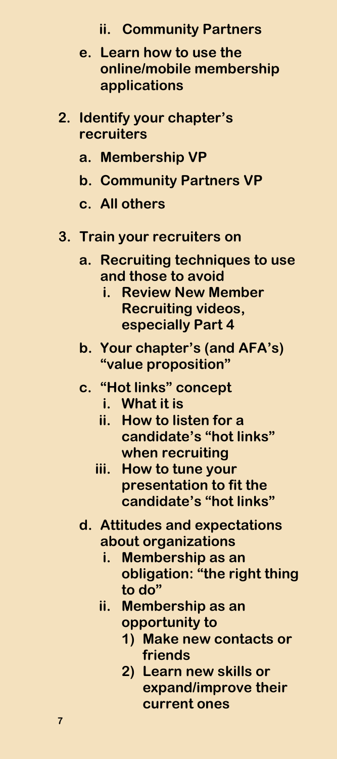ii. Community Partners

e. Learn how to use the online/mobile membership applications

2. Identify your chapter's recruiters
   a. Membership VP
   b. Community Partners VP
   c. All others

3. Train your recruiters on
   a. Recruiting techniques to use and those to avoid
      i. Review New Member Recruiting videos, especially Part 4
   b. Your chapter's (and AFA's) "value proposition"
   c. "Hot links" concept
      i. What it is
      ii. How to listen for a candidate's "hot links" when recruiting
      iii. How to tune your presentation to fit the candidate's "hot links"
   d. Attitudes and expectations about organizations
      i. Membership as an obligation: "the right thing to do"
      ii. Membership as an opportunity to
         1) Make new contacts or friends
         2) Learn new skills or expand/improve their current ones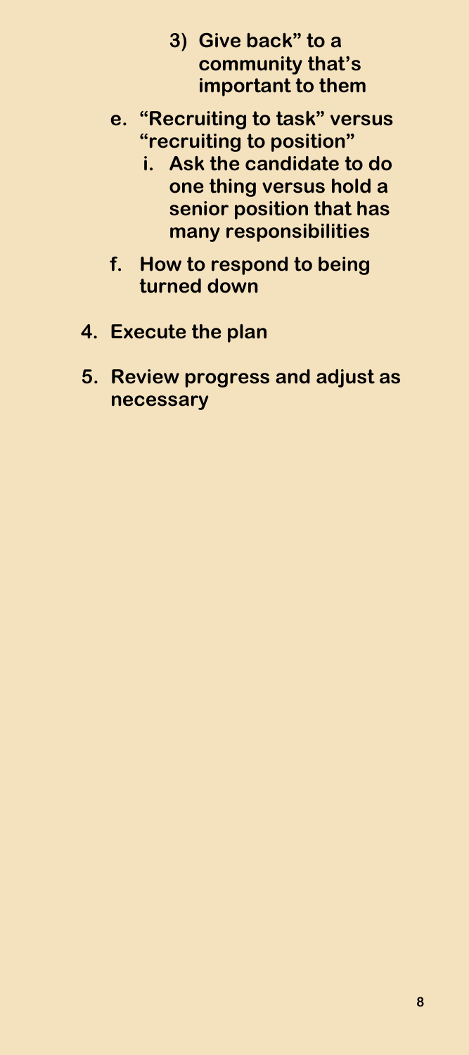3) Give back" to a community that's important to them

e. "Recruiting to task" versus "recruiting to position"
    i. Ask the candidate to do one thing versus hold a senior position that has many responsibilities

f. How to respond to being turned down

4. Execute the plan

5. Review progress and adjust as necessary